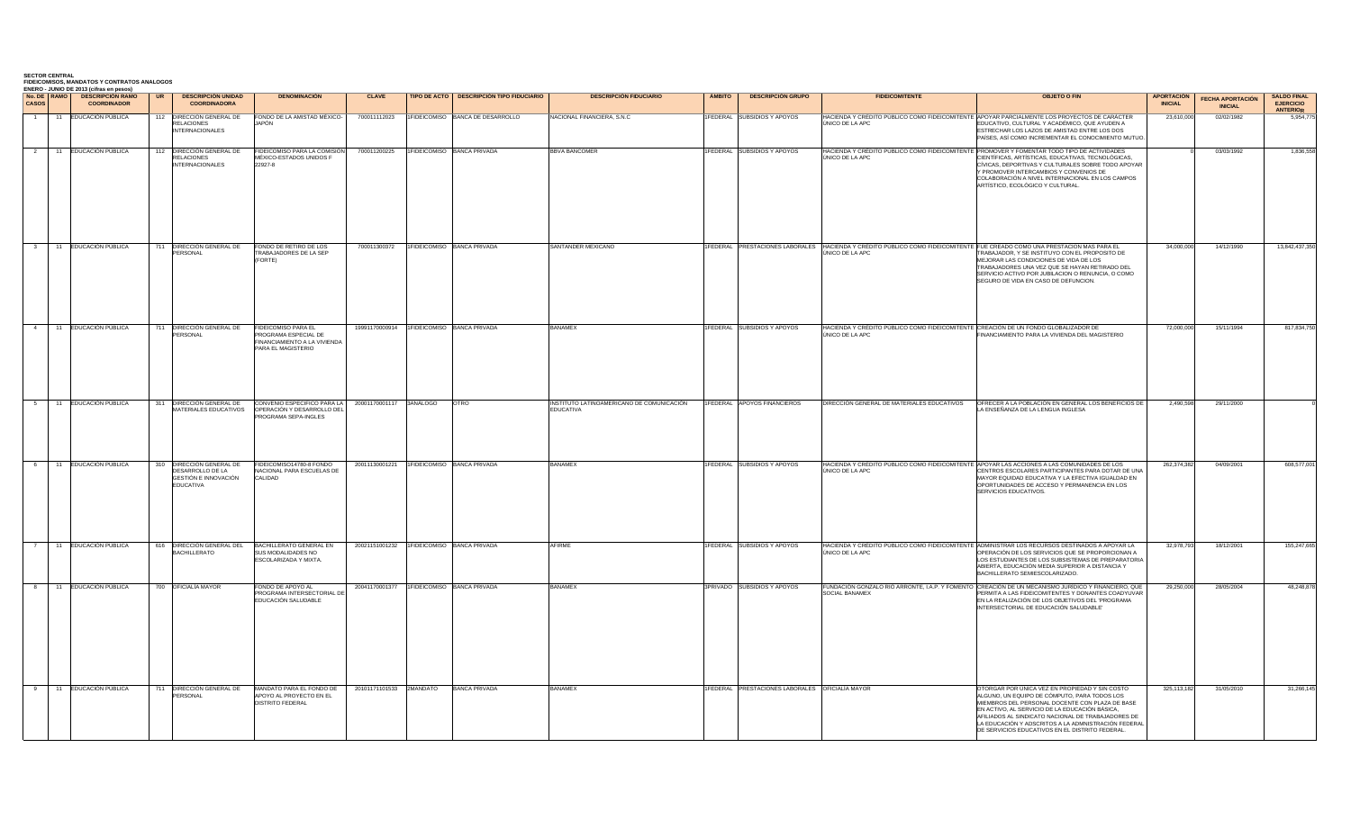**SECTOR CENTRAL**
**FIDEICOMISOS, MANDATOS Y CONTRATOS ANALOGOS**
**ENERO - JUNIO DE 2013 (cifras en pesos)**

| No. DE CASOS | RAMO | DESCRIPCIÓN RAMO COORDINADOR | UR | DESCRIPCIÓN UNIDAD COORDINADORA | DENOMINACIÓN | CLAVE | TIPO DE ACTO | DESCRIPCIÓN TIPO FIDUCIARIO | DESCRIPCIÓN FIDUCIARIO | ÁMBITO | DESCRIPCIÓN GRUPO | FIDEICOMITENTE | OBJETO O FIN | APORTACIÓN INICIAL | FECHA APORTACIÓN INICIAL | SALDO FINAL EJERCICIO ANTERIOR |
|---|---|---|---|---|---|---|---|---|---|---|---|---|---|---|---|---|
| 1 | 11 | EDUCACIÓN PÚBLICA | 112 | DIRECCIÓN GENERAL DE RELACIONES INTERNACIONALES | FONDO DE LA AMISTAD MÉXICO-JAPÓN | 700011112023 | 1FIDEICOMISO | BANCA DE DESARROLLO | NACIONAL FINANCIERA, S.N.C | 1FEDERAL | SUBSIDIOS Y APOYOS | HACIENDA Y CRÉDITO PÚBLICO COMO FIDEICOMITENTE ÚNICO DE LA APC | APOYAR PARCIALMENTE LOS PROYECTOS DE CARÁCTER EDUCATIVO, CULTURAL Y ACADÉMICO, QUE AYUDEN A ESTRECHAR LOS LAZOS DE AMISTAD ENTRE LOS DOS PAÍSES, ASÍ COMO INCREMENTAR EL CONOCIMIENTO MUTUO. | 23,610,000 | 02/02/1982 | 5,954,775 |
| 2 | 11 | EDUCACIÓN PÚBLICA | 112 | DIRECCIÓN GENERAL DE RELACIONES INTERNACIONALES | FIDEICOMISO PARA LA COMISIÓN MÉXICO-ESTADOS UNIDOS F 22927-8 | 700011200225 | 1FIDEICOMISO | BANCA PRIVADA | BBVA BANCOMER | 1FEDERAL | SUBSIDIOS Y APOYOS | HACIENDA Y CRÉDITO PÚBLICO COMO FIDEICOMITENTE ÚNICO DE LA APC | PROMOVER Y FOMENTAR TODO TIPO DE ACTIVIDADES CIENTÍFICAS, ARTÍSTICAS, EDUCATIVAS, TECNOLÓGICAS, CÍVICAS, DEPORTIVAS Y CULTURALES SOBRE TODO APOYAR Y PROMOVER INTERCAMBIOS Y CONVENIOS DE COLABORACIÓN A NIVEL INTERNACIONAL EN LOS CAMPOS ARTÍSTICO, ECOLÓGICO Y CULTURAL. | 0 | 03/03/1992 | 1,836,558 |
| 3 | 11 | EDUCACIÓN PÚBLICA | 711 | DIRECCIÓN GENERAL DE PERSONAL | FONDO DE RETIRO DE LOS TRABAJADORES DE LA SEP (FORTE) | 700011300372 | 1FIDEICOMISO | BANCA PRIVADA | SANTANDER MEXICANO | 1FEDERAL | PRESTACIONES LABORALES | HACIENDA Y CRÉDITO PÚBLICO COMO FIDEICOMITENTE ÚNICO DE LA APC | FUE CREADO COMO UNA PRESTACION MAS PARA EL TRABAJADOR, Y SE INSTITUYO CON EL PROPOSITO DE MEJORAR LAS CONDICIONES DE VIDA DE LOS TRABAJADORES UNA VEZ QUE SE HAYAN RETIRADO DEL SERVICIO ACTIVO POR JUBILACION O RENUNCIA, O COMO SEGURO DE VIDA EN CASO DE DEFUNCION. | 34,000,000 | 14/12/1990 | 13,842,437,350 |
| 4 | 11 | EDUCACIÓN PÚBLICA | 711 | DIRECCIÓN GENERAL DE PERSONAL | FIDEICOMISO PARA EL PROGRAMA ESPECIAL DE FINANCIAMIENTO A LA VIVIENDA PARA EL MAGISTERIO | 19991170000914 | 1FIDEICOMISO | BANCA PRIVADA | BANAMEX | 1FEDERAL | SUBSIDIOS Y APOYOS | HACIENDA Y CRÉDITO PÚBLICO COMO FIDEICOMITENTE ÚNICO DE LA APC | CREACIÓN DE UN FONDO GLOBALIZADOR DE FINANCIAMIENTO PARA LA VIVIENDA DEL MAGISTERIO | 72,000,000 | 15/11/1994 | 817,834,750 |
| 5 | 11 | EDUCACIÓN PÚBLICA | 311 | DIRECCIÓN GENERAL DE MATERIALES EDUCATIVOS | CONVENIO ESPECIFICO PARA LA OPERACIÓN Y DESARROLLO DEL PROGRAMA SEPA-INGLES | 20001170001117 | 3ANÁLOGO | OTRO | INSTITUTO LATINOAMERICANO DE COMUNICACIÓN EDUCATIVA | 1FEDERAL | APOYOS FINANCIEROS | DIRECCIÓN GENERAL DE MATERIALES EDUCATIVOS | OFRECER A LA POBLACIÓN EN GENERAL LOS BENEFICIOS DE LA ENSEÑANZA DE LA LENGUA INGLESA | 2,490,598 | 29/11/2000 | 0 |
| 6 | 11 | EDUCACIÓN PÚBLICA | 310 | DIRECCIÓN GENERAL DE DESARROLLO DE LA GESTIÓN E INNOVACIÓN EDUCATIVA | FIDEICOMISO14780-8 FONDO NACIONAL PARA ESCUELAS DE CALIDAD | 20011130001221 | 1FIDEICOMISO | BANCA PRIVADA | BANAMEX | 1FEDERAL | SUBSIDIOS Y APOYOS | HACIENDA Y CRÉDITO PÚBLICO COMO FIDEICOMITENTE ÚNICO DE LA APC | APOYAR LAS ACCIONES A LAS COMUNIDADES DE LOS CENTROS ESCOLARES PARTICIPANTES PARA DOTAR DE UNA MAYOR EQUIDAD EDUCATIVA Y LA EFECTIVA IGUALDAD EN OPORTUNIDADES DE ACCESO Y PERMANENCIA EN LOS SERVICIOS EDUCATIVOS. | 262,374,382 | 04/09/2001 | 608,577,001 |
| 7 | 11 | EDUCACIÓN PÚBLICA | 616 | DIRECCIÓN GENERAL DEL BACHILLERATO | BACHILLERATO GENERAL EN SUS MODALIDADES NO ESCOLARIZADA Y MIXTA. | 20021151001232 | 1FIDEICOMISO | BANCA PRIVADA | AFIRME | 1FEDERAL | SUBSIDIOS Y APOYOS | HACIENDA Y CRÉDITO PÚBLICO COMO FIDEICOMITENTE ÚNICO DE LA APC | ADMINISTRAR LOS RECURSOS DESTINADOS A APOYAR LA OPERACIÓN DE LOS SERVICIOS QUE SE PROPORCIONAN A LOS ESTUDIANTES DE LOS SUBSISTEMAS DE PREPARATORIA ABIERTA, EDUCACIÓN MEDIA SUPERIOR A DISTANCIA Y BACHILLERATO SEMIESCOLARIZADO. | 32,978,793 | 18/12/2001 | 155,247,665 |
| 8 | 11 | EDUCACIÓN PÚBLICA | 700 | OFICIALÍA MAYOR | FONDO DE APOYO AL PROGRAMA INTERSECTORIAL DE EDUCACIÓN SALUDABLE | 20041170001377 | 1FIDEICOMISO | BANCA PRIVADA | BANAMEX | 3PRIVADO | SUBSIDIOS Y APOYOS | FUNDACIÓN GONZALO RÍO ARRONTE, I.A.P. Y FOMENTO SOCIAL BANAMEX | CREACIÓN DE UN MECANISMO JURÍDICO Y FINANCIERO, QUE PERMITA A LAS FIDEICOMITENTES Y DONANTES COADYUVAR EN LA REALIZACIÓN DE LOS OBJETIVOS DEL 'PROGRAMA INTERSECTORIAL DE EDUCACIÓN SALUDABLE' | 29,250,000 | 28/05/2004 | 48,248,878 |
| 9 | 11 | EDUCACIÓN PÚBLICA | 711 | DIRECCIÓN GENERAL DE PERSONAL | MANDATO PARA EL FONDO DE APOYO AL PROYECTO EN EL DISTRITO FEDERAL | 20101171101533 | 2MANDATO | BANCA PRIVADA | BANAMEX | 1FEDERAL | PRESTACIONES LABORALES | OFICIALIA MAYOR | OTORGAR POR UNICA VEZ EN PROPIEDAD Y SIN COSTO ALGUNO, UN EQUIPO DE CÓMPUTO, PARA TODOS LOS MIEMBROS DEL PERSONAL DOCENTE CON PLAZA DE BASE EN ACTIVO, AL SERVICIO DE LA EDUCACIÓN BÁSICA, AFILIADOS AL SINDICATO NACIONAL DE TRABAJADORES DE LA EDUCACIÓN Y ADSCRITOS A LA ADMINISTRACIÓN FEDERAL DE SERVICIOS EDUCATIVOS EN EL DISTRITO FEDERAL. | 325,113,182 | 31/05/2010 | 31,266,145 |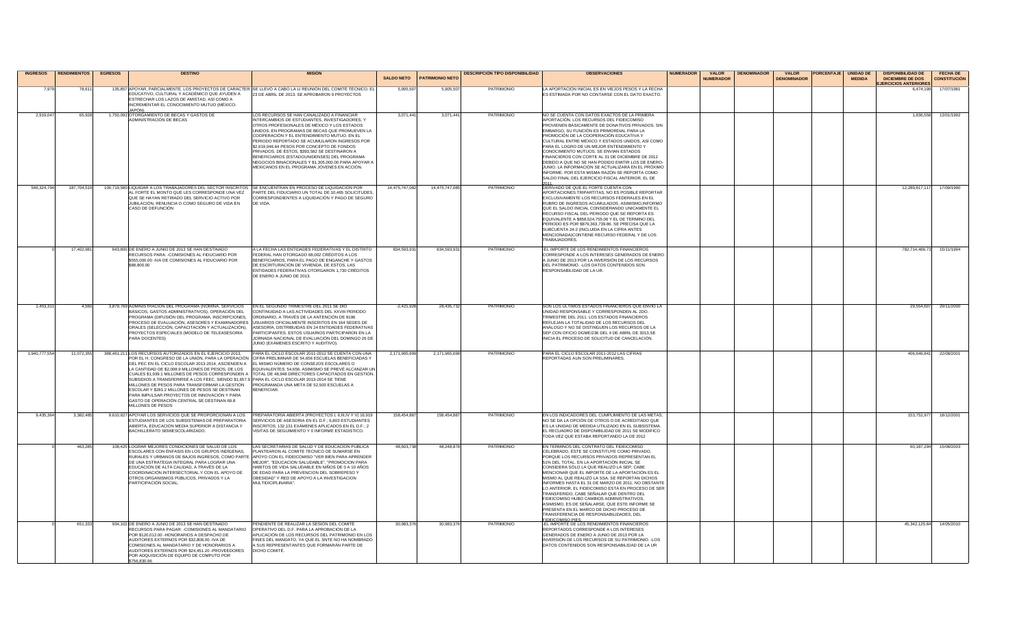| INGRESOS | RENDIMIENTOS | EGRESOS | DESTINO | MISIÓN | SALDO NETO | PATRIMONIO NETO | DESCRIPCIÓN TIPO DISPONIBILIDAD | OBSERVACIONES | NUMERADOR | VALOR NUMERADOR | DENOMINADOR | VALOR DENOMINADOR | PORCENTAJE | UNIDAD DE MEDIDA | DISPONIBILIDAD DE DICIEMBRE DE DOS EJERCICIOS ANTERIORES | FECHA DE CONSTITUCIÓN |
|---|---|---|---|---|---|---|---|---|---|---|---|---|---|---|---|---|
| 7,979 | 78,611 | 135,857 | APOYAR, PARCIALMENTE, LOS PROYECTOS DE CARÁCTER EDUCATIVO, CULTURAL Y ACADÉMICO QUE AYUDEN A ESTRECHAR LOS LAZOS DE AMISTAD, ASÍ COMO A INCREMENTAR EL CONOCIMIENTO MUTUO (MÉXICO-JAPÓN) | SE LLEVÓ A CABO LA LI REUNIÓN DEL COMITÉ TÉCNICO, EL 23 DE ABRIL DE 2013. SE APROBARON 9 PROYECTOS | 5,905,507 | 5,905,507 | PATRIMONIO | LA APORTACIÓN INICIAL ES EN VIEJOS PESOS Y LA FECHA ES ESTIMADA POR NO CONTARSE CON EL DATO EXACTO. | | | | | | | 6,474,199 | 17/07/1981 |
| 2,919,047 | 65,928 | 1,750,097 | OTORGAMIENTO DE BECAS Y GASTOS DE ADMINISTRACIÓN DE BECAS | LOS RECURSOS SE HAN CANALIZADO A FINANCIAR INTERCAMBIOS DE ESTUDIANTES, INVESTIGADORES, Y OTROS PROFESIONALES DE MÉXICO Y LOS ESTADOS UNIDOS, EN PROGRAMAS DE BECAS QUE PROMUEVEN LA COOPERACIÓN Y EL ENTENDIMIENTO MUTUO. EN EL PERIODO REPORTADO SE ACUMULARON INGRESOS POR $2,919,046.64 PESOS POR CONCEPTO DE FONDOS PRIVADOS. DE ÉSTOS, $393,582 SE DESTINARON A BENEFICIARIOS (ESTADOUNIDENSES) DEL PROGRAMA NEGOCIOS INTERNACIONALES Y $1,305,000.00 PARA APOYAR A MEXICANOS EN EL PROGRAMA JÓVENES EN ACCIÓN. | 3,071,441 | 3,071,441 | PATRIMONIO | NO SE CUENTA CON DATOS EXACTOS DE LA PRIMERA APORTACIÓN. LOS RECURSOS DEL FIDEICOMISO PROVIENEN BÁSICAMENTE DE DONATIVOS PRIVADOS. SIN EMBARGO, SU FUNCIÓN ES PRIMORDIAL PARA LA PROMOCIÓN DE LA COOPERACIÓN EDUCATIVA Y CULTURAL ENTRE MÉXICO Y ESTADOS UNIDOS, ASÍ COMO PARA EL LOGRO DE UN MEJOR ENTENDIMIENTO Y CONOCIMIENTO MUTUOS. SE ENVIAN ESTADOS FINANCIEROS CON CORTE AL 31 DE DICIEMBRE DE 2012 DEBIDO A QUE NO SE HAN PODIDO EMITIR LOS DE ENERO-JUNIO. LA INFORMACIÓN SE ACTUALIZARÁ EN EL PRÓXIMO INFORME. POR ESTA MISMA RAZÓN SE REPORTA COMO SALDO FINAL DEL EJERCICIO FISCAL ANTERIOR, EL DE 2011. | | | | | | | 1,836,558 | 13/01/1992 |
| 546,324,794 | 187,704,519 | 100,719,580 | LIQUIDAR A LOS TRABAJADORES DEL SECTOR INSCRITOS AL FORTE EL MONTO QUE LES CORRESPONDE UNA VEZ QUE SE HAYAN RETIRADO DEL SERVICIO ACTIVO POR JUBILACIÓN, RENUNCIA O COMO SEGURO DE VIDA EN CASO DE DEFUNCIÓN | SE ENCUENTRAN EN PROCESO DE LIQUIDACIÓN POR PARTE DEL FIDUCIARIO UN TOTAL DE 10,465 SOLICITUDES, CORRESPONDIENTES A LIQUIDACIÓN Y PAGO DE SEGURO DE VIDA. | 14,475,747,082 | 14,475,747,085 | PATRIMONIO | DERIVADO DE QUE EL FORTE CUENTA CON APORTACIONES TRIPARTITAS, NO ES POSIBLE REPORTAR EXCLUSIVAMENTE LOS RECURSOS FEDERALES EN EL RUBRO DE INGRESOS ACUMULADOS. ASIMISMO,INFORMO QUE EL SALDO INICIAL CONSIDERANDO ÚNICAMENTE EL RECURSO FISCAL DEL PERIODO QUE SE REPORTA ES EQUIVALENTE A $858,524,755.06 Y EL DE TERMINO DEL PERIODO ES POR $879,363,739.86. SE PRECISA QUE LA SUBCUENTA 24-2 (INCLUIDA EN LA CIFRA ANTES MENCIONADA)CONTIENE RECURSO FEDERAL Y DE LOS TRABAJADORES. | | | | | | | 12,289,817,117 | 17/09/1990 |
| 0 | 17,402,981 | 643,800 | DE ENERO A JUNIO DE 2013 SE HAN DESTINADO RECURSOS PARA: -COMISIONES AL FIDUCIARIO POR $555,000.00 -IVA DE COMISIONES AL FIDUCIARIO POR $88,800.00 | A LA FECHA LAS ENTIDADES FEDERATIVAS Y EL DISTRITO FEDERAL HAN OTORGADO 68,002 CRÉDITOS A LOS BENEFICIARIOS, PARA EL PAGO DE ENGANCHE Y GASTOS DE ESCRITURACIÓN DE VIVIENDA, DE ESTOS, LAS ENTIDADES FEDERATIVAS OTORGARON 1,730 CRÉDITOS DE ENERO A JUNIO DE 2013. | 834,593,931 | 834,593,931 | PATRIMONIO | -EL IMPORTE DE LOS RENDIMIENTOS FINANCIEROS CORRESPONDE A LOS INTERESES GENERADOS DE ENERO A JUNIO DE 2013 POR LA INVERSIÓN DE LOS RECURSOS DEL PATRIMONIO. -LOS DATOS CONTENIDOS SON RESPONSABILIDAD DE LA UR. | | | | | | | 782,714,466.73 | 15/11/1994 |
| 1,453,311 | 4,560 | 3,879,799 | ADMINISTRACIÓN DEL PROGRAMA (NÓMINA, SERVICIOS BÁSICOS, GASTOS ADMINISTRATIVOS), OPERACIÓN DEL PROGRAMA (DIFUSIÓN DEL PROGRAMA, INSCRIPCIONES, PROCESO DE EVALUACIÓN, ASESORES Y EXAMINADORES ORALES (SELECCIÓN, CAPACITACIÓN Y ACTUALIZACIÓN), PROYECTOS ESPECIALES (MODELO DE TELEASESORIA PARA DOCENTES) | EN EL SEGUNDO TRIMESTRE DEL 2011 SE DIO CONTINUIDAD A LAS ACTIVIDADES DEL XXVIII PERIODO ORDINARIO, A TRAVÉS DE LA ANTENCIÓN DE 8196 USUARIOS OFICIALMENTE INSCRITOS EN 164 SEDES DE ASESORÍA, DISTRIBUIDAS EN 24 ENTIDADES FEDERATIVAS PARTICIPANTES. ESTOS USUARIOS PARTICIPARON EN LA JORNADA NACIONAL DE EVALUACIÓN DEL DOMINGO 26 DE JUNIO (EXÁMENES ESCRITO Y AUDITIVO). | -2,421,928 | 28,435,732 | PATRIMONIO | SON LOS ÚLTIMOS ESTADOS FINANCIEROS QUE ENVIÓ LA UNIDAD RESPONSABLE Y CORRESPONDEN AL 2DO. TRIMESTRE DEL 2011. LOS ESTADOS FINANCIEROS REFLEJAN LA TOTALIDAD DE LOS RECURSOS DEL ANÁLOGO Y NO SE DISTINGUEN LOS RECURSOS DE LA SEP.CON OFICIO DGME/236 DEL 4 DE ABRIL DE 3013,SE INICIA EL PROCESO DE SOLICITUD DE CANCELACIÓN. | | | | | | | 29,554,607 | 29/11/2000 |
| 1,940,777,554 | 11,072,355 | 388,461,211 | LOS RECURSOS AUTORIZADOS EN EL EJERCICIO 2013, POR EL H. CONGRESO DE LA UNIÓN, PARA LA OPERACIÓN DEL PEC EN EL CICLO ESCOLAR 2013-2014, ASCIENDEN A LA CANTIDAD DE $2,008.9 MILLONES DE PESOS, DE LOS CUALES $1,939.1 MILLONES DE PESOS CORRESPONDEN A SUBSIDIOS A TRANSFERIRSE A LOS FEEC, SIENDO $1,657.9 MILLONES DE PESOS PARA TRANSFORMAR LA GESTIÓN ESCOLAR Y $281.2 MILLONES DE PESOS SE DESTINAN PARA IMPULSAR PROYECTOS DE INNOVACIÓN Y PARA GASTO DE OPERACIÓN CENTRAL SE DESTINAN 69.8 MILLONES DE PESOS | PARA EL CICLO ESCOLAR 2011-2012 SE CUENTA CON UNA CIFRA PRELIMINAR DE 54,656 ESCUELAS BENEFICIADAS Y EL MISMO NÚMERO DE CONSEJOS ESCOLARES O EQUIVALENTES :54,656; ASIMISMO SE PREVÉ ALCANZAR UN TOTAL DE 48,948 DIRECTORES CAPACITADOS EN GESTIÓN. PARA EL CICLO ESCOLAR 2013-2014 SE TIENE PROGRAMADA UNA META DE 52,500 ESCUELAS A BENEFICIAR. | 2,171,965,699 | 2,171,965,699 | PATRIMONIO | PARA EL CICLO ESCOLAR 2011-2012 LAS CIFRAS REPORTADAS AUN SON PRELIMINARES. | | | | | | | 405,646,841 | 22/08/2001 |
| 9,435,364 | 3,382,485 | 9,610,627 | APOYAR LOS SERVICIOS QUE SE PROPORCIONAN A LOS ESTUDIANTES DE LOS SUBSISTEMAS DE PREPARATORIA ABIERTA, EDUCACIÓN MEDIA SUPERIOR A DISTANCIA Y BACHILLERATO SEMIESCOLARIZADO. | PREPARATORIA ABIERTA (PROYECTOS I, II,III,IV Y V) 16,919 SERVICIOS DE ASESORIA EN EL D.F.; 6,803 ESTUDIANTES INSCRITOS; 132,131 EXÁMENES APLICADOS EN EL D.F.; 2 VISITAS DE SEGUIMIENTO Y 0 INFORME ESTADÍSTICO. | 158,454,887 | 158,454,887 | PATRIMONIO | EN LOS INDICADORES DEL CUMPLIMIENTO DE LAS METAS, NO SE DA LA OPCIÓN DE OTROS O DE ACREDITADO QUE ES LA UNIDAD DE MEDIDA UTILIZADO EN EL SUBSISTEMA. EL RECUADRO DE DISPONIBILIDAD DE 2011 SE MODIFICO TODA VEZ QUE ESTABA REPORTANDO LA DE 2012 | | | | | | | 153,752,977 | 18/12/2001 |
| 0 | 463,285 | 108,425 | LOGRAR MEJORES CONDICIONES DE SALUD DE LOS ESCOLARES CON ÉNFASIS EN LOS GRUPOS INDÍGENAS, RURALES Y URBANOS DE BAJOS INGRESOS, COMO PARTE DE UNA ESTRATEGIA INTEGRAL PARA LOGRAR UNA EDUCACIÓN DE ALTA CALIDAD, A TRAVÉS DE LA COORDINACIÓN INTERSECTORIAL Y CON EL APOYO DE OTROS ORGANISMOS PÚBLICOS, PRIVADOS Y LA PARTICIPACIÓN SOCIAL. | LAS SECRETARIAS DE SALUD Y DE EDUCACION PUBLICA PLANTEARON AL COMITE TECNICO DE SUMARSE EN APOYO CON EL FIDEICOMISO "VER BIEN PARA APRENDER MEJOR", "EDUCACION SALUDABLE", "PROMOCION PARA HABITOS DE VIDA SALUDABLE EN NIÑOS DE 0 A 10 AÑOS DE EDAD PARA LA PREVENCION DEL SOBREPESO Y OBESIDAD" Y RED DE APOYO A LA INVESTIGACION MULTIDICIPLINARIA". | 48,603,738 | 48,248,878 | PATRIMONIO | EN TÉRMINOS DEL CONTRATO DEL FIDEICOMISO CELEBRADO, ÉSTE SE CONSTITUYE COMO PRIVADO, PORQUE LOS RECURSOS PRIVADOS REPRESENTAN EL 51% DEL TOTAL. EN LA APORTACIÓN INICIAL SE CONSIDERA SÓLO LA QUE REALIZÓ LA SEP, CABE MENCIONAR QUE EL IMPORTE DE LA APORTACIÓN ES EL MISMO AL QUE REALIZÓ LA SSA. SE REPORTAN DICHOS INFORMES HASTA EL 31 DE MARZO DE 2011, NO OBSTANTE LO ANTERIOR, EL FIDEICOMISO ESTÁ EN PROCESO DE SER TRANSFERIDO, CABE SEÑALAR QUE DENTRO DEL FIDEICOMISO HUBO CAMBIOS ADMINISTRATIVOS, ASIMISMO, ES DE SEÑALARSE, QUE ESTE INFORME SE PRESENTA EN EL MARCO DE DICHO PROCESO DE TRANSFERENCIA DE RESPONSABILIDADES, DEL FIDEICOMISO PIES. | | | | | | | 60,187,294 | 15/08/2003 |
| 0 | 651,333 | 934,102 | DE ENERO A JUNIO DE 2013 SE HAN DESTINADO RECURSOS PARA PAGAR: -COMISIONES AL MANDATARIO POR $120,012.00 -HONORARIOS A DESPACHO DE AUDITORES EXTERNOS POR $32,808.00 -IVA DE COMISIONES AL MANDATARIO Y DE HONORARIOS A AUDITORES EXTERNOS POR $24,451.20 -PROVEEDORES POR ADQUISICIÓN DE EQUIPO DE COMPUTO POR $756,830.96 | PENDIENTE DE REALIZAR LA SESIÓN DEL COMITÉ OPERATIVO DEL D.F. PARA LA APROBACIÓN DE LA APLICACIÓN DE LOS RECURSOS DEL PATRIMONIO EN LOS FINES DEL MANDATO, YA QUE EL SNTE NO HA NOMBRADO A SUS REPRESENTANTES QUE FORMARÁN PARTE DE DICHO COMITÉ. | 30,983,376 | 30,983,376 | PATRIMONIO | -EL IMPORTE DE LOS RENDIMIENTOS FINANCIEROS REPORTADOS CORRESPONDE A LOS INTERESES GENERADOS DE ENERO A JUNIO DE 2013 POR LA INVERSIÓN DE LOS RECURSOS DE SU PATRIMONIO. -LOS DATOS CONTENIDOS SON RESPONSABILIDAD DE LA UR | | | | | | | 45,342,125.84 | 14/05/2010 |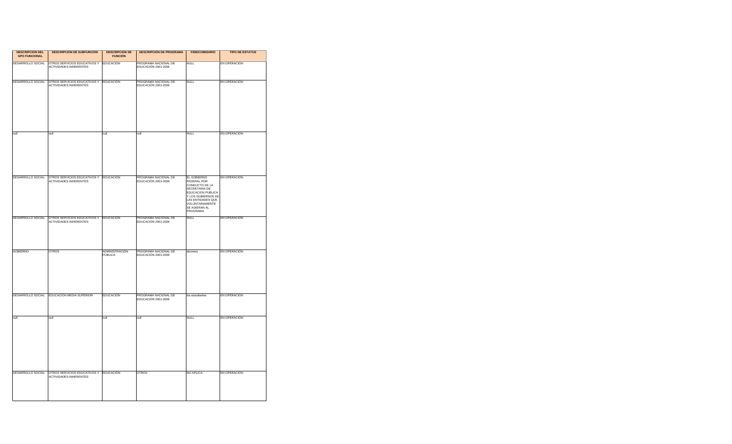| DESCRIPCIÓN DEL GPO FUNCIONAL | DESCRIPCIÓN DE SUBFUNCIÓN | DESCRIPCIÓN DE FUNCIÓN | DESCRIPCIÓN DE PROGRAMA | FIDEICOMISARIO | TIPO DE ESTATUS |
|---|---|---|---|---|---|
| DESARROLLO SOCIAL | OTROS SERVICIOS EDUCATIVOS Y ACTIVIDADES INHERENTES | EDUCACIÓN | PROGRAMA NACIONAL DE EDUCACIÓN 2001-2006 | NULL | EN OPERACIÓN |
| DESARROLLO SOCIAL | OTROS SERVICIOS EDUCATIVOS Y ACTIVIDADES INHERENTES | EDUCACIÓN | PROGRAMA NACIONAL DE EDUCACIÓN 2001-2006 | NULL | EN OPERACIÓN |
| null | null | null | null | NULL | EN OPERACIÓN |
| DESARROLLO SOCIAL | OTROS SERVICIOS EDUCATIVOS Y ACTIVIDADES INHERENTES | EDUCACIÓN | PROGRAMA NACIONAL DE EDUCACIÓN 2001-2006 | EL GOBIERNO FEDERAL POR CONDUCTO DE LA SECRETARIA DE EDUCACION PUBLICA Y LOS GOBIERNOS DE LAS ENTIDADES QUE VOLUNTARIAMENTE SE ADIERAN AL PROGRAMA | EN OPERACIÓN |
| DESARROLLO SOCIAL | OTROS SERVICIOS EDUCATIVOS Y ACTIVIDADES INHERENTES | EDUCACIÓN | PROGRAMA NACIONAL DE EDUCACIÓN 2001-2006 | NULL | EN OPERACIÓN |
| GOBIERNO | OTROS | ADMINISTRACIÓN PÚBLICA | PROGRAMA NACIONAL DE EDUCACIÓN 2001-2006 | alumnos | EN OPERACIÓN |
| DESARROLLO SOCIAL | EDUCACIÓN MEDIA SUPERIOR | EDUCACIÓN | PROGRAMA NACIONAL DE EDUCACIÓN 2001-2006 | los estudiantes | EN OPERACIÓN |
| null | null | null | null | NULL | EN OPERACIÓN |
| DESARROLLO SOCIAL | OTROS SERVICIOS EDUCATIVOS Y ACTIVIDADES INHERENTES | EDUCACIÓN | OTROS | NO APLICA | EN OPERACIÓN |